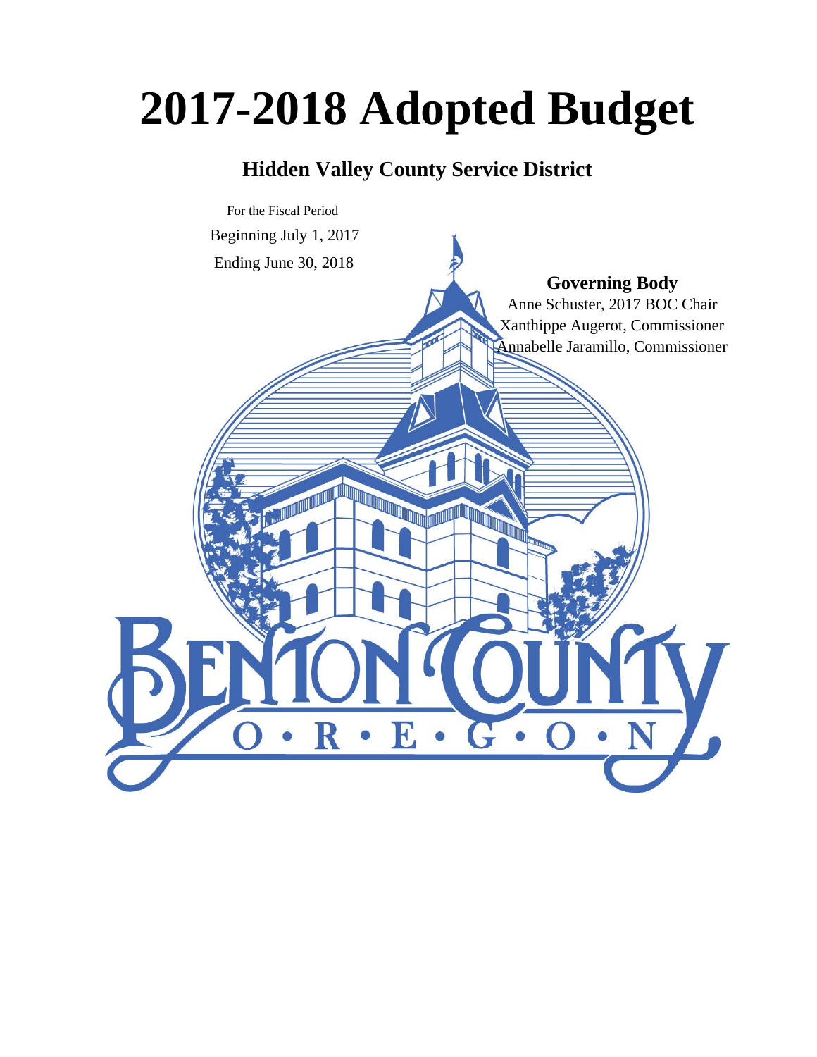# 2017-2018 Adopted Budget

## Hidden Valley County Service District

For the Fiscal Period

Beginning July 1, 2017

Ending June 30, 2018

**Governing Body**

Anne Schuster, 2017 BOC Chair

Xanthippe Augerot, Commissioner

Annabelle Jaramillo, Commissioner

BENTON COUNTY

O • R • E • G • O • N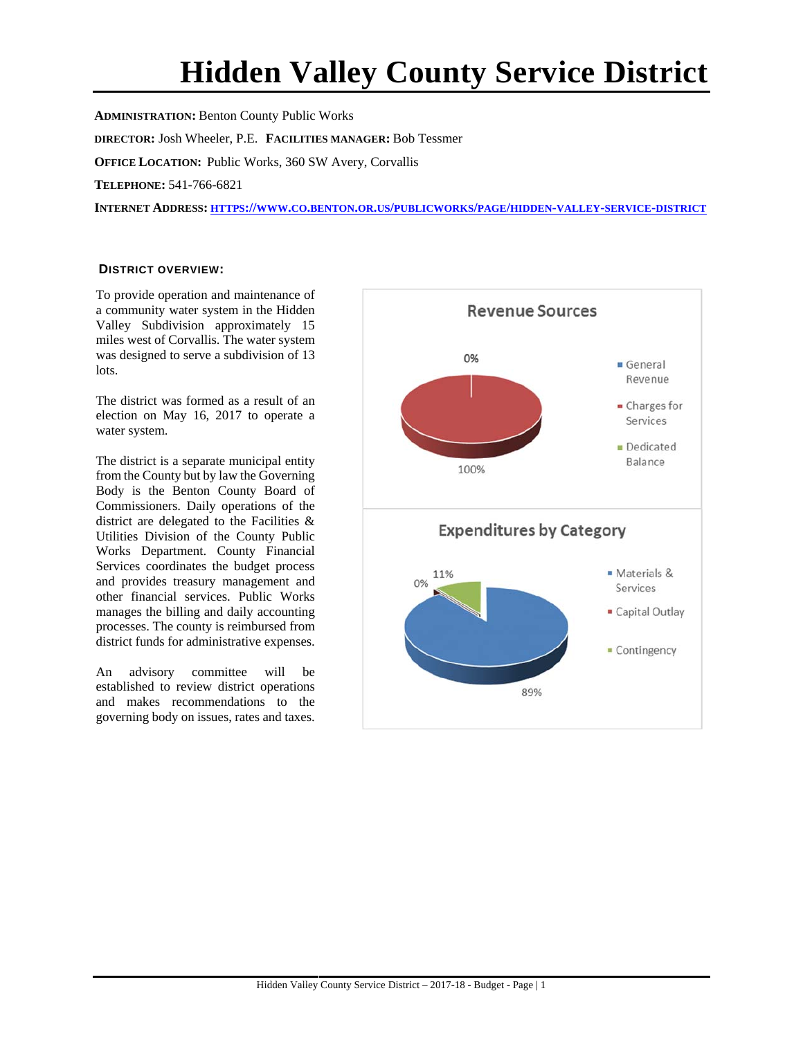# Hidden Valley County Service District

**ADMINISTRATION:** Benton County Public Works

**DIRECTOR:** Josh Wheeler, P.E. **FACILITIES MANAGER:** Bob Tessmer

**OFFICE LOCATION:** Public Works, 360 SW Avery, Corvallis

**TELEPHONE:** 541-766-6821

**INTERNET ADDRESS:** [HTTPS://WWW.CO.BENTON.OR.US/PUBLICWORKS/PAGE/HIDDEN-VALLEY-SERVICE-DISTRICT](https://www.co.benton.or.us/publicworks/page/hidden-valley-service-district)

### DISTRICT OVERVIEW:

To provide operation and maintenance of a community water system in the Hidden Valley Subdivision approximately 15 miles west of Corvallis. The water system was designed to serve a subdivision of 13 lots.

The district was formed as a result of an election on May 16, 2017 to operate a water system.

The district is a separate municipal entity from the County but by law the Governing Body is the Benton County Board of Commissioners. Daily operations of the district are delegated to the Facilities & Utilities Division of the County Public Works Department. County Financial Services coordinates the budget process and provides treasury management and other financial services. Public Works manages the billing and daily accounting processes. The county is reimbursed from district funds for administrative expenses.

An advisory committee will be established to review district operations and makes recommendations to the governing body on issues, rates and taxes.

**Revenue Sources**

- General Revenue: 0%
- Charges for Services: 100%
- Dedicated Balance

**Expenditures by Category**

- Materials & Services: 89%
- Capital Outlay: 0%
- Contingency: 11%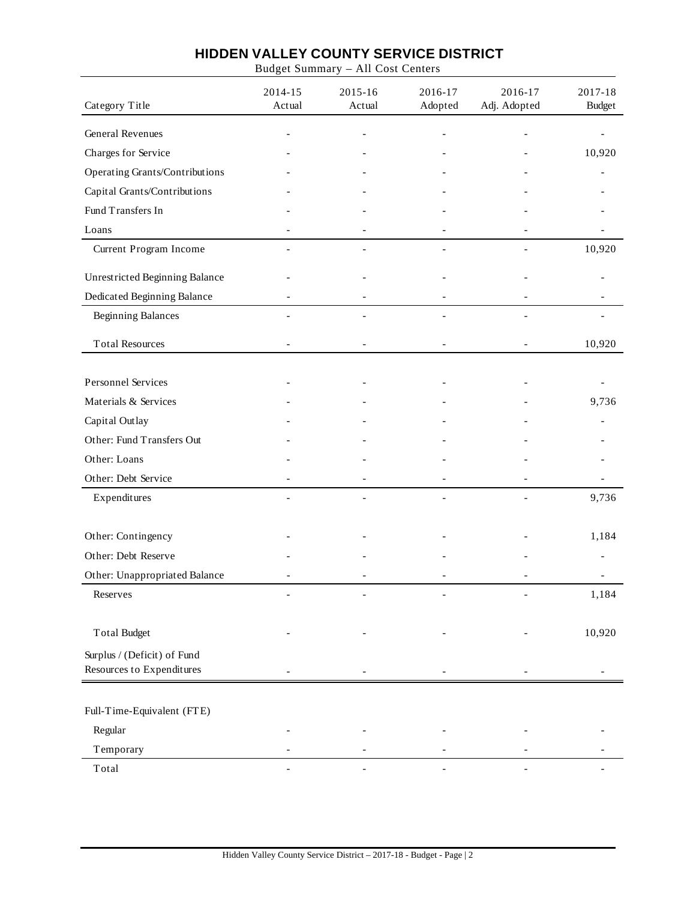# HIDDEN VALLEY COUNTY SERVICE DISTRICT

Budget Summary – All Cost Centers

| Category Title | 2014-15 Actual | 2015-16 Actual | 2016-17 Adopted | 2016-17 Adj. Adopted | 2017-18 Budget |
|---|---|---|---|---|---|
| General Revenues | - | - | - | - | - |
| Charges for Service | - | - | - | - | 10,920 |
| Operating Grants/Contributions | - | - | - | - | - |
| Capital Grants/Contributions | - | - | - | - | - |
| Fund Transfers In | - | - | - | - | - |
| Loans | - | - | - | - | - |
| Current Program Income | - | - | - | - | 10,920 |
| Unrestricted Beginning Balance | - | - | - | - | - |
| Dedicated Beginning Balance | - | - | - | - | - |
| Beginning Balances | - | - | - | - | - |
| Total Resources | - | - | - | - | 10,920 |
| Personnel Services | - | - | - | - | - |
| Materials & Services | - | - | - | - | 9,736 |
| Capital Outlay | - | - | - | - | - |
| Other: Fund Transfers Out | - | - | - | - | - |
| Other: Loans | - | - | - | - | - |
| Other: Debt Service | - | - | - | - | - |
| Expenditures | - | - | - | - | 9,736 |
| Other: Contingency | - | - | - | - | 1,184 |
| Other: Debt Reserve | - | - | - | - | - |
| Other: Unappropriated Balance | - | - | - | - | - |
| Reserves | - | - | - | - | 1,184 |
| Total Budget | - | - | - | - | 10,920 |
| Surplus / (Deficit) of Fund Resources to Expenditures | - | - | - | - | - |
| Full-Time-Equivalent (FTE) | | | | | |
| Regular | - | - | - | - | - |
| Temporary | - | - | - | - | - |
| Total | - | - | - | - | - |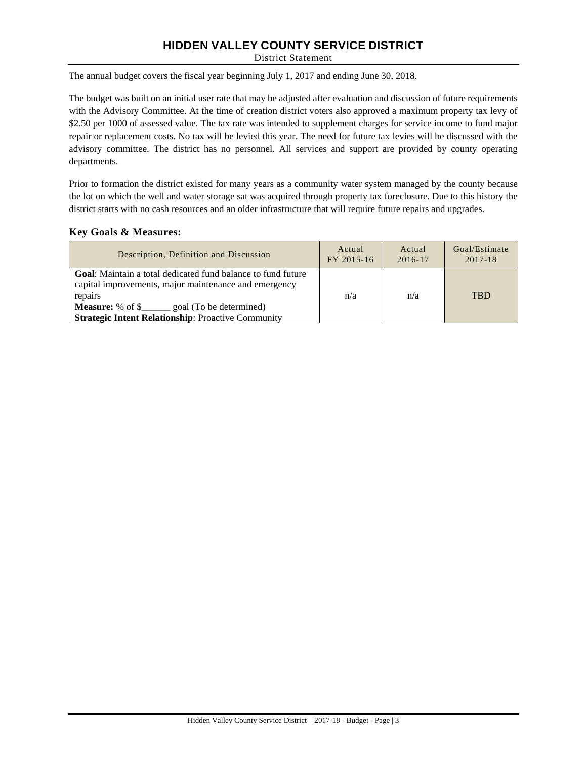# HIDDEN VALLEY COUNTY SERVICE DISTRICT

District Statement

The annual budget covers the fiscal year beginning July 1, 2017 and ending June 30, 2018.

The budget was built on an initial user rate that may be adjusted after evaluation and discussion of future requirements with the Advisory Committee. At the time of creation district voters also approved a maximum property tax levy of $2.50 per 1000 of assessed value. The tax rate was intended to supplement charges for service income to fund major repair or replacement costs. No tax will be levied this year. The need for future tax levies will be discussed with the advisory committee. The district has no personnel. All services and support are provided by county operating departments.

Prior to formation the district existed for many years as a community water system managed by the county because the lot on which the well and water storage sat was acquired through property tax foreclosure. Due to this history the district starts with no cash resources and an older infrastructure that will require future repairs and upgrades.

### Key Goals & Measures:

| Description, Definition and Discussion | Actual FY 2015-16 | Actual 2016-17 | Goal/Estimate 2017-18 |
|---|---|---|---|
| **Goal**: Maintain a total dedicated fund balance to fund future capital improvements, major maintenance and emergency repairs<br>**Measure:** % of $______ goal (To be determined)<br>**Strategic Intent Relationship**: Proactive Community | n/a | n/a | TBD |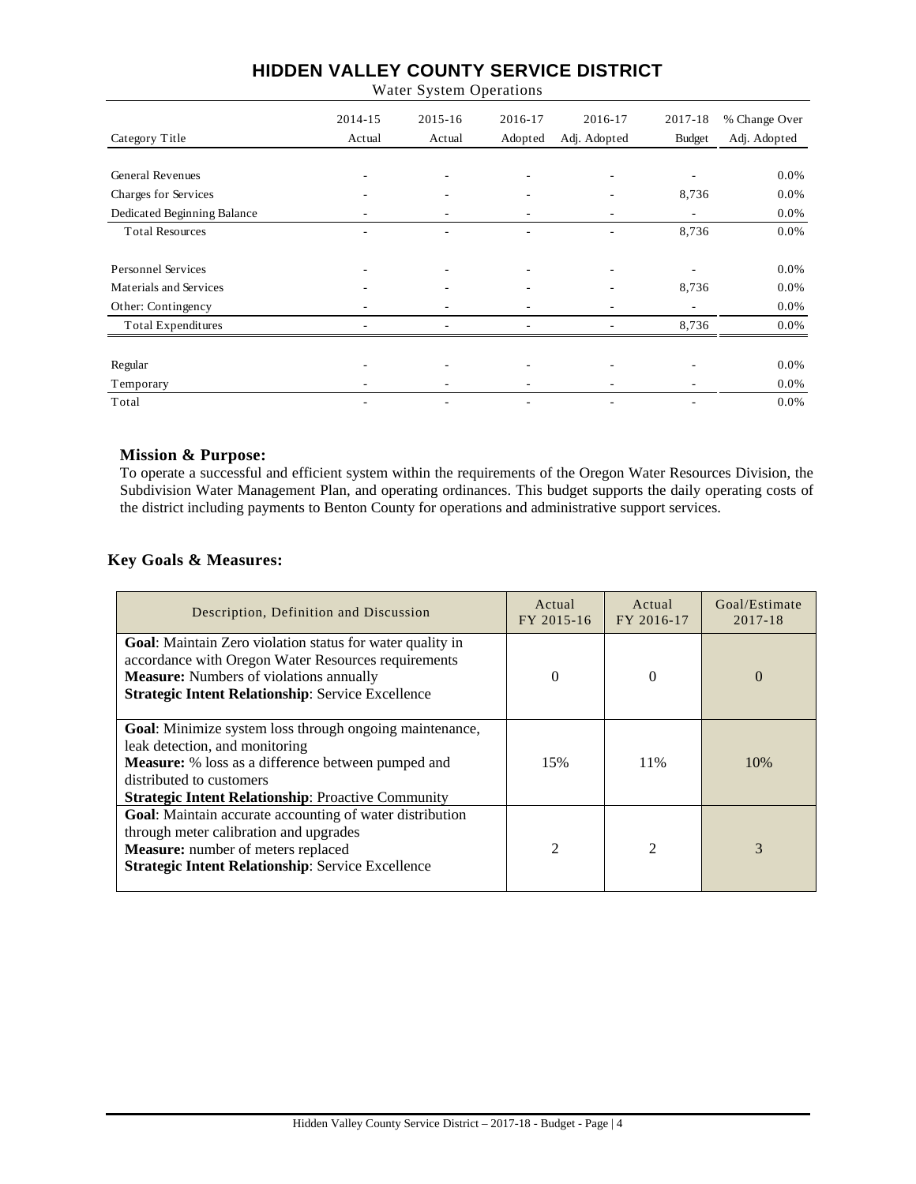# HIDDEN VALLEY COUNTY SERVICE DISTRICT

Water System Operations

| Category Title | 2014-15 Actual | 2015-16 Actual | 2016-17 Adopted | 2016-17 Adj. Adopted | 2017-18 Budget | % Change Over Adj. Adopted |
|---|---|---|---|---|---|---|
| General Revenues | - | - | - | - | - | 0.0% |
| Charges for Services | - | - | - | - | 8,736 | 0.0% |
| Dedicated Beginning Balance | - | - | - | - | - | 0.0% |
| Total Resources | - | - | - | - | 8,736 | 0.0% |
| Personnel Services | - | - | - | - | - | 0.0% |
| Materials and Services | - | - | - | - | 8,736 | 0.0% |
| Other: Contingency | - | - | - | - | - | 0.0% |
| Total Expenditures | - | - | - | - | 8,736 | 0.0% |
| Regular | - | - | - | - | - | 0.0% |
| Temporary | - | - | - | - | - | 0.0% |
| Total | - | - | - | - | - | 0.0% |

**Mission & Purpose:**

To operate a successful and efficient system within the requirements of the Oregon Water Resources Division, the Subdivision Water Management Plan, and operating ordinances. This budget supports the daily operating costs of the district including payments to Benton County for operations and administrative support services.

## Key Goals & Measures:

| Description, Definition and Discussion | Actual FY 2015-16 | Actual FY 2016-17 | Goal/Estimate 2017-18 |
|---|---|---|---|
| **Goal**: Maintain Zero violation status for water quality in accordance with Oregon Water Resources requirements<br>**Measure:** Numbers of violations annually<br>**Strategic Intent Relationship**: Service Excellence | 0 | 0 | 0 |
| **Goal**: Minimize system loss through ongoing maintenance, leak detection, and monitoring<br>**Measure:** % loss as a difference between pumped and distributed to customers<br>**Strategic Intent Relationship**: Proactive Community | 15% | 11% | 10% |
| **Goal**: Maintain accurate accounting of water distribution through meter calibration and upgrades<br>**Measure:** number of meters replaced<br>**Strategic Intent Relationship**: Service Excellence | 2 | 2 | 3 |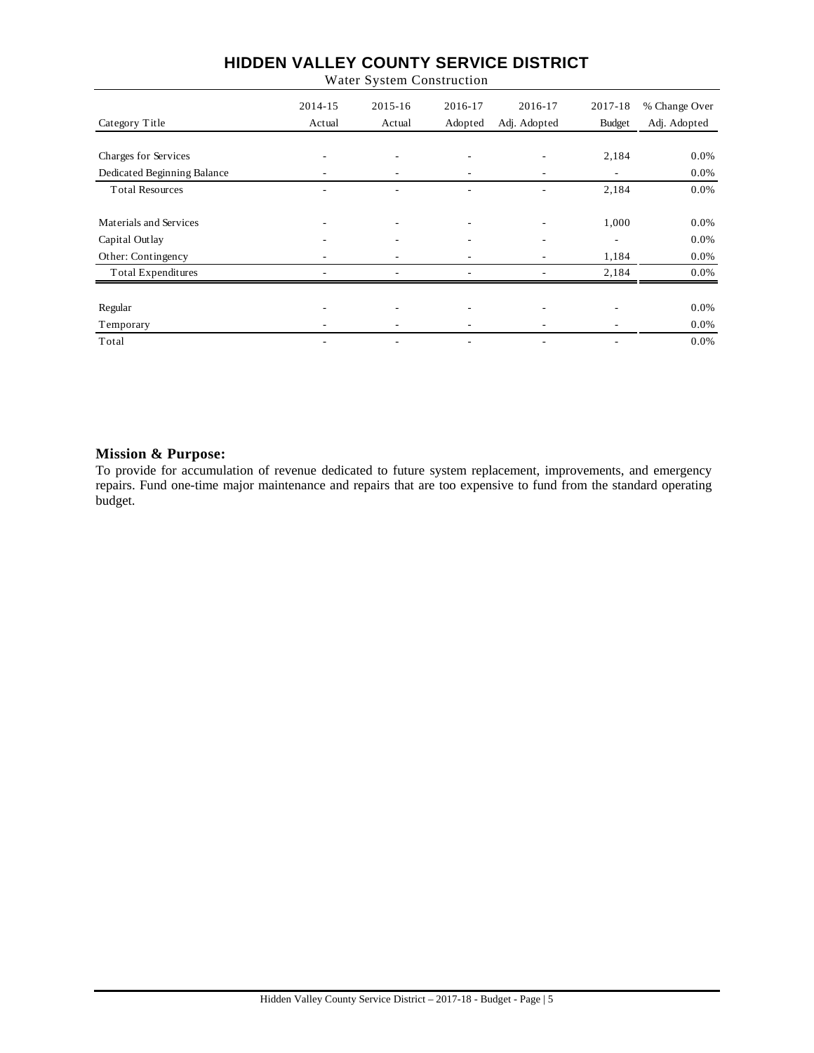# HIDDEN VALLEY COUNTY SERVICE DISTRICT

Water System Construction

| Category Title | 2014-15 Actual | 2015-16 Actual | 2016-17 Adopted | 2016-17 Adj. Adopted | 2017-18 Budget | % Change Over Adj. Adopted |
|---|---|---|---|---|---|---|
| Charges for Services | - | - | - | - | 2,184 | 0.0% |
| Dedicated Beginning Balance | - | - | - | - | - | 0.0% |
| Total Resources | - | - | - | - | 2,184 | 0.0% |
| Materials and Services | - | - | - | - | 1,000 | 0.0% |
| Capital Outlay | - | - | - | - | - | 0.0% |
| Other: Contingency | - | - | - | - | 1,184 | 0.0% |
| Total Expenditures | - | - | - | - | 2,184 | 0.0% |
| Regular | - | - | - | - | - | 0.0% |
| Temporary | - | - | - | - | - | 0.0% |
| Total | - | - | - | - | - | 0.0% |

**Mission & Purpose:**

To provide for accumulation of revenue dedicated to future system replacement, improvements, and emergency repairs. Fund one-time major maintenance and repairs that are too expensive to fund from the standard operating budget.